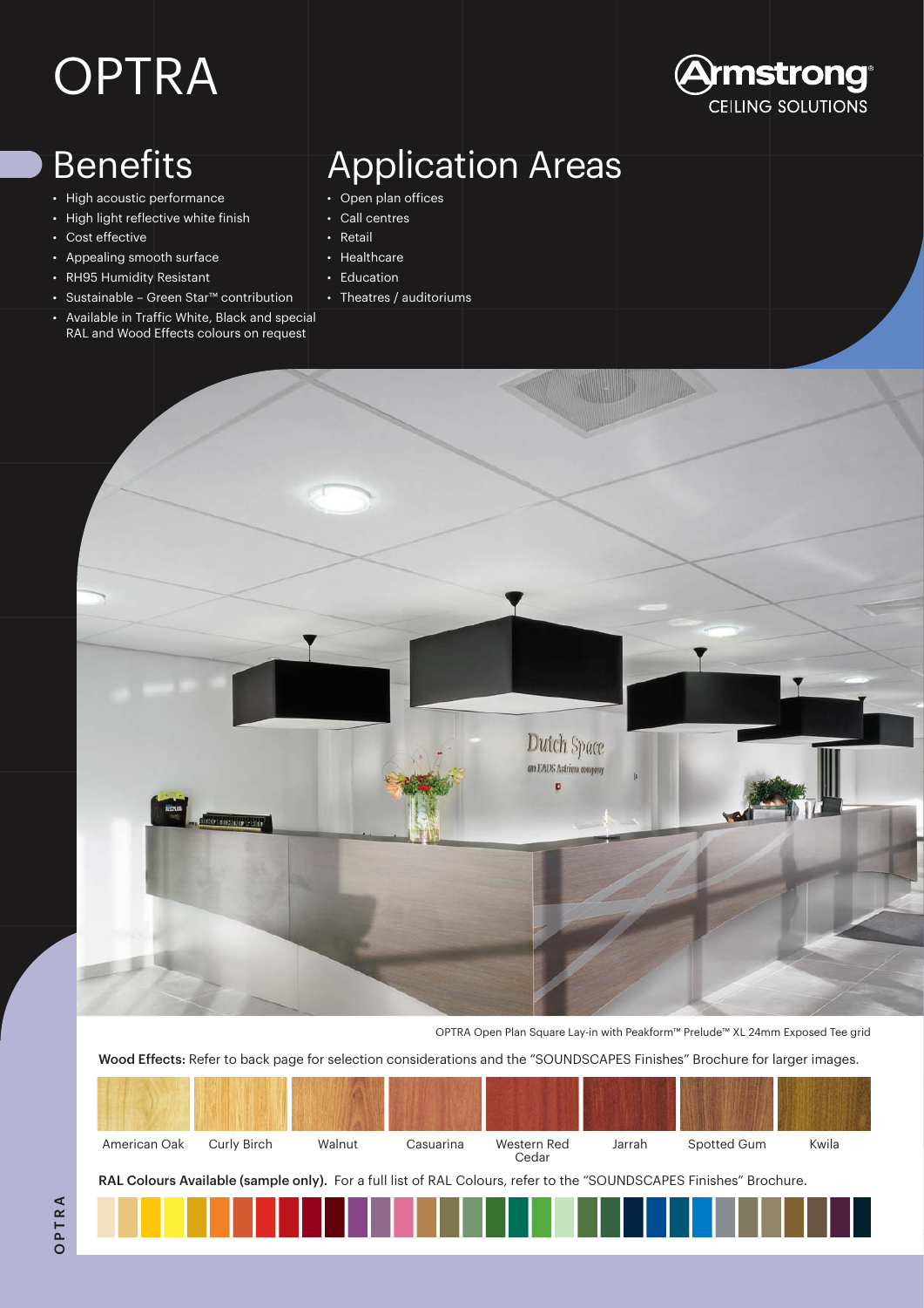# OPTRA

Armstrong CEILING SOLUTIONS

## Benefits

- High acoustic performance
- High light reflective white finish
- Cost effective
- Appealing smooth surface
- RH95 Humidity Resistant
- Sustainable – Green Star™ contribution
- Available in Traffic White, Black and special RAL and Wood Effects colours on request

## Application Areas

- Open plan offices
- Call centres
- Retail
- Healthcare
- Education
- Theatres / auditoriums

OPTRA Open Plan Square Lay-in with Peakform™ Prelude™ XL 24mm Exposed Tee grid

**Wood Effects:** Refer to back page for selection considerations and the "SOUNDSCAPES Finishes" Brochure for larger images.

American Oak | Curly Birch | Walnut | Casuarina | Western Red Cedar | Jarrah | Spotted Gum | Kwila

**RAL Colours Available (sample only).** For a full list of RAL Colours, refer to the "SOUNDSCAPES Finishes" Brochure.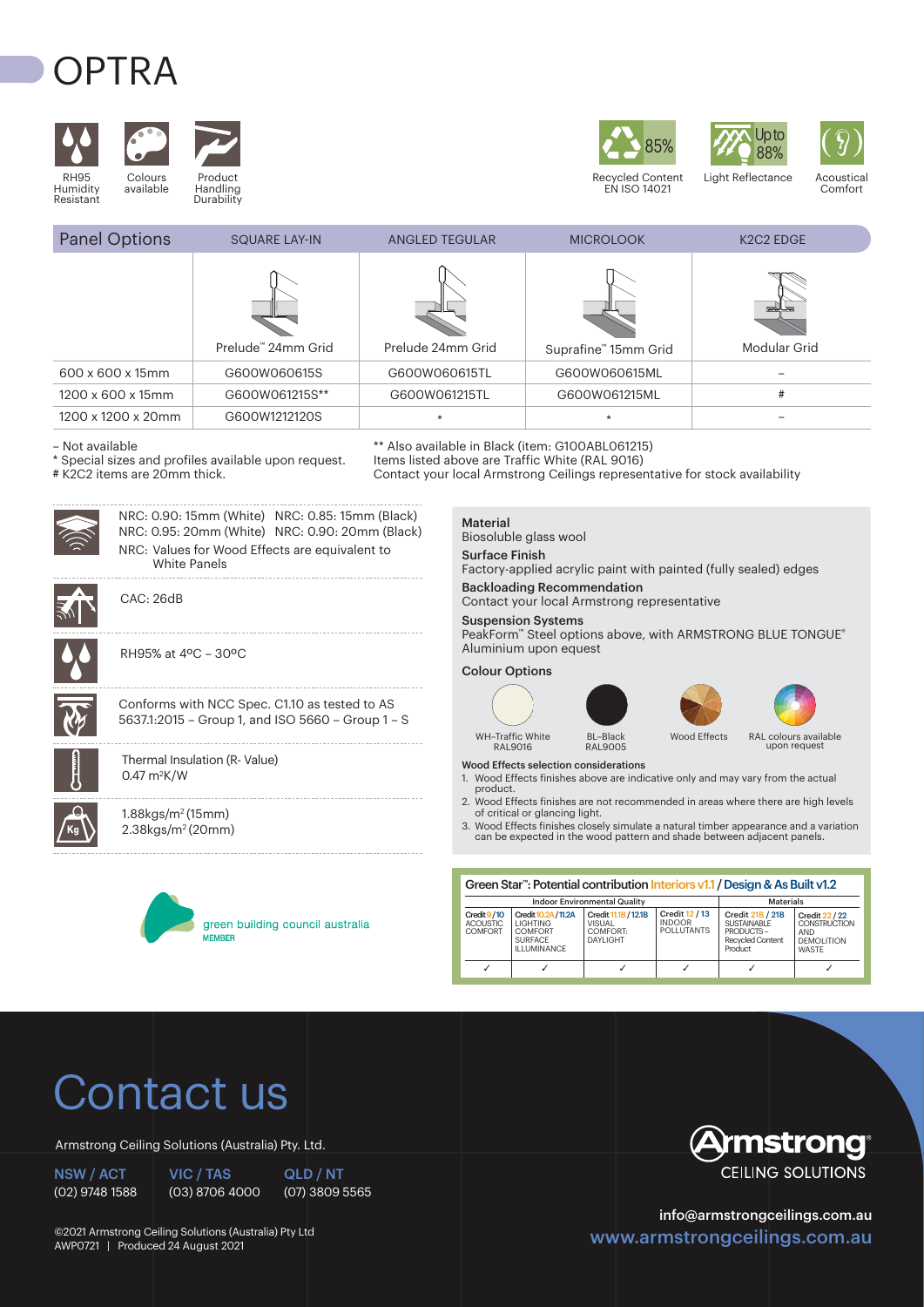# OPTRA

RH95 Humidity Resistant

Colours available

Product Handling Durability

85% Recycled Content EN ISO 14021

Up to 88% Light Reflectance

Acoustical Comfort

| Panel Options | SQUARE LAY-IN | ANGLED TEGULAR | MICROLOOK | K2C2 EDGE |
|---|---|---|---|---|
| | Prelude™ 24mm Grid | Prelude 24mm Grid | Suprafine™ 15mm Grid | Modular Grid |
| 600 x 600 x 15mm | G600W060615S | G600W060615TL | G600W060615ML | – |
| 1200 x 600 x 15mm | G600W061215S** | G600W061215TL | G600W061215ML | # |
| 1200 x 1200 x 20mm | G600W121220S | * | * | – |

– Not available
* Special sizes and profiles available upon request.
# K2C2 items are 20mm thick.

** Also available in Black (item: G100ABL061215)
Items listed above are Traffic White (RAL 9016)
Contact your local Armstrong Ceilings representative for stock availability

NRC: 0.90: 15mm (White) NRC: 0.85: 15mm (Black)
NRC: 0.95: 20mm (White) NRC: 0.90: 20mm (Black)
NRC: Values for Wood Effects are equivalent to White Panels

CAC: 26dB

RH95% at 4ºC – 30ºC

Conforms with NCC Spec. C1.10 as tested to AS 5637.1:2015 – Group 1, and ISO 5660 – Group 1 – S

Thermal Insulation (R- Value)
0.47 m²K/W

1.88kgs/m² (15mm)
2.38kgs/m² (20mm)

green building council australia MEMBER

**Material**
Biosoluble glass wool

**Surface Finish**
Factory-applied acrylic paint with painted (fully sealed) edges

**Backloading Recommendation**
Contact your local Armstrong representative

**Suspension Systems**
PeakForm™ Steel options above, with ARMSTRONG BLUE TONGUE® Aluminium upon equest

**Colour Options**

WH–Traffic White RAL9016

BL–Black RAL9005

Wood Effects

RAL colours available upon request

**Wood Effects selection considerations**

1. Wood Effects finishes above are indicative only and may vary from the actual product.
2. Wood Effects finishes are not recommended in areas where there are high levels of critical or glancing light.
3. Wood Effects finishes closely simulate a natural timber appearance and a variation can be expected in the wood pattern and shade between adjacent panels.

**Green Star™: Potential contribution Interiors v1.1 / Design & As Built v1.2**

| Indoor Environmental Quality | | | | Materials | |
|---|---|---|---|---|---|
| Credit 9 / 10 ACOUSTIC COMFORT | Credit 10.2A / 11.2A LIGHTING COMFORT SURFACE ILLUMINANCE | Credit 11.1B / 12.1B VISUAL COMFORT: DAYLIGHT | Credit 12 / 13 INDOOR POLLUTANTS | Credit 21B / 21B SUSTAINABLE PRODUCTS – Recycled Content Product | Credit 22 / 22 CONSTRUCTION AND DEMOLITION WASTE |
| ✓ | ✓ | ✓ | ✓ | ✓ | ✓ |

# Contact us

Armstrong Ceiling Solutions (Australia) Pty. Ltd.

**NSW / ACT**
(02) 9748 1588

**VIC / TAS**
(03) 8706 4000

**QLD / NT**
(07) 3809 5565

©2021 Armstrong Ceiling Solutions (Australia) Pty Ltd
AWP0721 | Produced 24 August 2021

Armstrong® CEILING SOLUTIONS

info@armstrongceilings.com.au
www.armstrongceilings.com.au